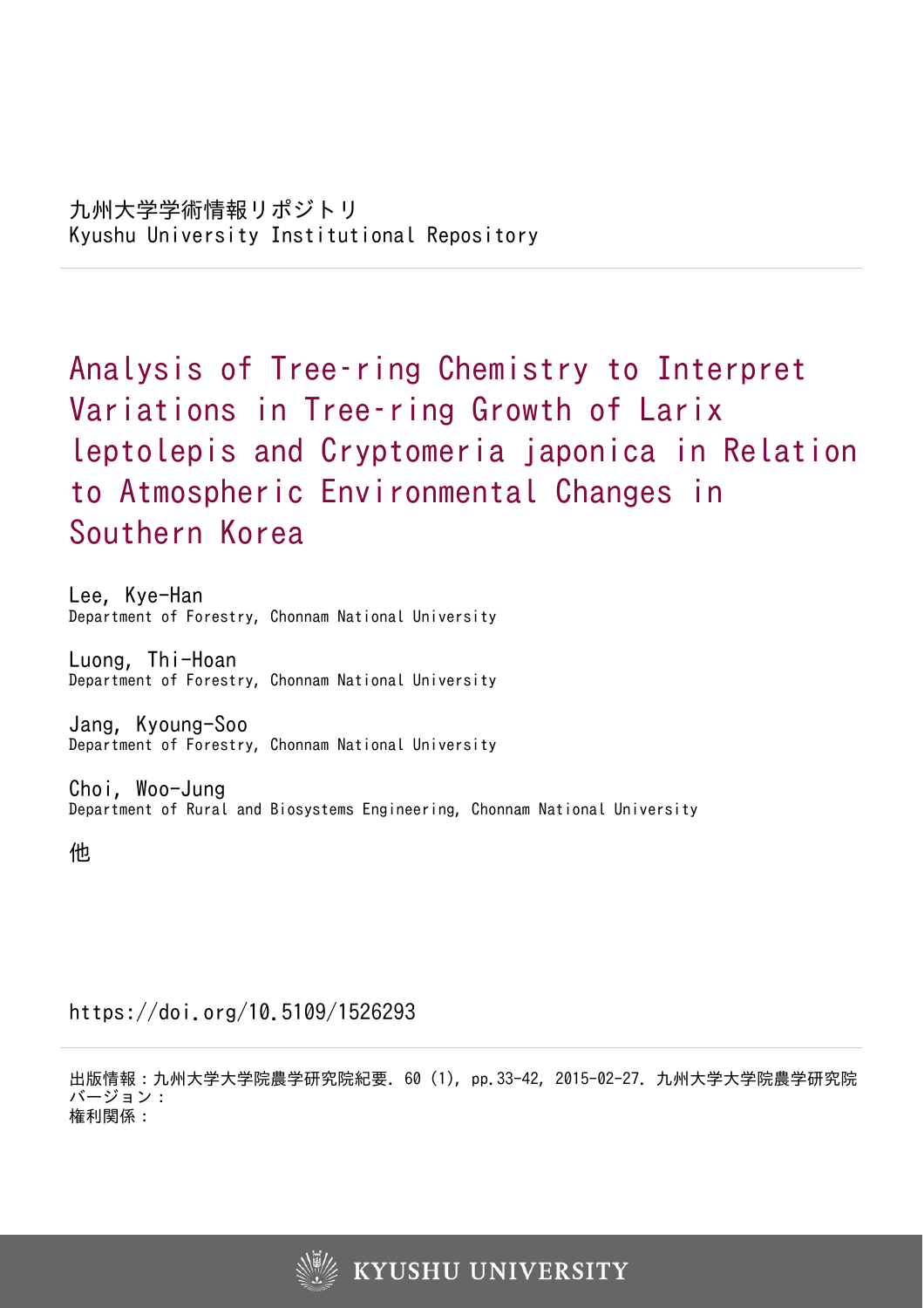九州大学学術情報リポジトリ
Kyushu University Institutional Repository

# Analysis of Tree-ring Chemistry to Interpret Variations in Tree-ring Growth of Larix leptolepis and Cryptomeria japonica in Relation to Atmospheric Environmental Changes in Southern Korea

Lee, Kye-Han
Department of Forestry, Chonnam National University

Luong, Thi-Hoan
Department of Forestry, Chonnam National University

Jang, Kyoung-Soo
Department of Forestry, Chonnam National University

Choi, Woo-Jung
Department of Rural and Biosystems Engineering, Chonnam National University

他

https://doi.org/10.5109/1526293

出版情報：九州大学大学院農学研究院紀要. 60 (1), pp.33-42, 2015-02-27. 九州大学大学院農学研究院
バージョン：
権利関係：

KYUSHU UNIVERSITY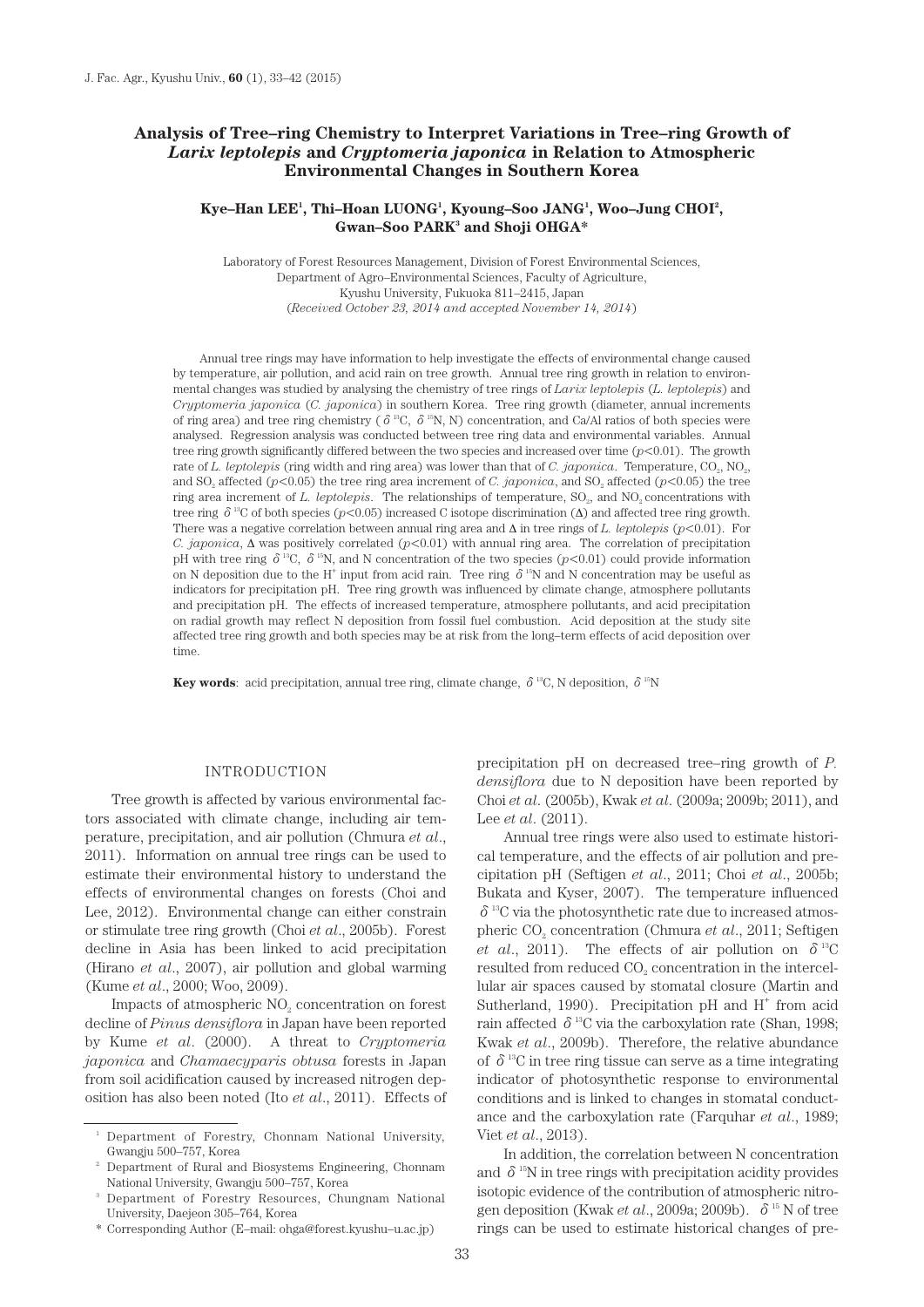# Analysis of Tree–ring Chemistry to Interpret Variations in Tree–ring Growth of *Larix leptolepis* and *Cryptomeria japonica* in Relation to Atmospheric Environmental Changes in Southern Korea

**Kye–Han LEE[1], Thi–Hoan LUONG[1], Kyoung–Soo JANG[1], Woo–Jung CHOI[2], Gwan–Soo PARK[3] and Shoji OHGA***

Laboratory of Forest Resources Management, Division of Forest Environmental Sciences,
Department of Agro–Environmental Sciences, Faculty of Agriculture,
Kyushu University, Fukuoka 811–2415, Japan
(*Received October 23, 2014 and accepted November 14, 2014*)

Annual tree rings may have information to help investigate the effects of environmental change caused by temperature, air pollution, and acid rain on tree growth. Annual tree ring growth in relation to environmental changes was studied by analysing the chemistry of tree rings of *Larix leptolepis* (*L. leptolepis*) and *Cryptomeria japonica* (*C. japonica*) in southern Korea. Tree ring growth (diameter, annual increments of ring area) and tree ring chemistry ($\delta^{13}C$, $\delta^{15}N$, N) concentration, and Ca/Al ratios of both species were analysed. Regression analysis was conducted between tree ring data and environmental variables. Annual tree ring growth significantly differed between the two species and increased over time ($p<0.01$). The growth rate of *L. leptolepis* (ring width and ring area) was lower than that of *C. japonica*. Temperature, $CO_2$, $NO_2$, and $SO_2$ affected ($p<0.05$) the tree ring area increment of *C. japonica*, and $SO_2$ affected ($p<0.05$) the tree ring area increment of *L. leptolepis*. The relationships of temperature, $SO_2$, and $NO_2$ concentrations with tree ring $\delta^{13}C$ of both species ($p<0.05$) increased C isotope discrimination ($\Delta$) and affected tree ring growth. There was a negative correlation between annual ring area and $\Delta$ in tree rings of *L. leptolepis* ($p<0.01$). For *C. japonica*, $\Delta$ was positively correlated ($p<0.01$) with annual ring area. The correlation of precipitation pH with tree ring $\delta^{13}C$, $\delta^{15}N$, and N concentration of the two species ($p<0.01$) could provide information on N deposition due to the $H^+$ input from acid rain. Tree ring $\delta^{15}N$ and N concentration may be useful as indicators for precipitation pH. Tree ring growth was influenced by climate change, atmosphere pollutants and precipitation pH. The effects of increased temperature, atmosphere pollutants, and acid precipitation on radial growth may reflect N deposition from fossil fuel combustion. Acid deposition at the study site affected tree ring growth and both species may be at risk from the long–term effects of acid deposition over time.

**Key words**: acid precipitation, annual tree ring, climate change, $\delta^{13}C$, N deposition, $\delta^{15}N$

## INTRODUCTION

Tree growth is affected by various environmental factors associated with climate change, including air temperature, precipitation, and air pollution (Chmura *et al.*, 2011). Information on annual tree rings can be used to estimate their environmental history to understand the effects of environmental changes on forests (Choi and Lee, 2012). Environmental change can either constrain or stimulate tree ring growth (Choi *et al.*, 2005b). Forest decline in Asia has been linked to acid precipitation (Hirano *et al.*, 2007), air pollution and global warming (Kume *et al.*, 2000; Woo, 2009).

Impacts of atmospheric $NO_2$ concentration on forest decline of *Pinus densiflora* in Japan have been reported by Kume *et al.* (2000). A threat to *Cryptomeria japonica* and *Chamaecyparis obtusa* forests in Japan from soil acidification caused by increased nitrogen deposition has also been noted (Ito *et al.*, 2011). Effects of precipitation pH on decreased tree–ring growth of *P. densiflora* due to N deposition have been reported by Choi *et al.* (2005b), Kwak *et al.* (2009a; 2009b; 2011), and Lee *et al.* (2011).

Annual tree rings were also used to estimate historical temperature, and the effects of air pollution and precipitation pH (Seftigen *et al.*, 2011; Choi *et al.*, 2005b; Bukata and Kyser, 2007). The temperature influenced $\delta^{13}C$ via the photosynthetic rate due to increased atmospheric $CO_2$ concentration (Chmura *et al.*, 2011; Seftigen *et al.*, 2011). The effects of air pollution on $\delta^{13}C$ resulted from reduced $CO_2$ concentration in the intercellular air spaces caused by stomatal closure (Martin and Sutherland, 1990). Precipitation pH and $H^+$ from acid rain affected $\delta^{13}C$ via the carboxylation rate (Shan, 1998; Kwak *et al.*, 2009b). Therefore, the relative abundance of $\delta^{13}C$ in tree ring tissue can serve as a time integrating indicator of photosynthetic response to environmental conditions and is linked to changes in stomatal conductance and the carboxylation rate (Farquhar *et al.*, 1989; Viet *et al.*, 2013).

In addition, the correlation between N concentration and $\delta^{15}N$ in tree rings with precipitation acidity provides isotopic evidence of the contribution of atmospheric nitrogen deposition (Kwak *et al.*, 2009a; 2009b). $\delta^{15}N$ of tree rings can be used to estimate historical changes of pre-

---

[1] Department of Forestry, Chonnam National University, Gwangju 500–757, Korea

[2] Department of Rural and Biosystems Engineering, Chonnam National University, Gwangju 500–757, Korea

[3] Department of Forestry Resources, Chungnam National University, Daejeon 305–764, Korea

\* Corresponding Author (E–mail: ohga@forest.kyushu–u.ac.jp)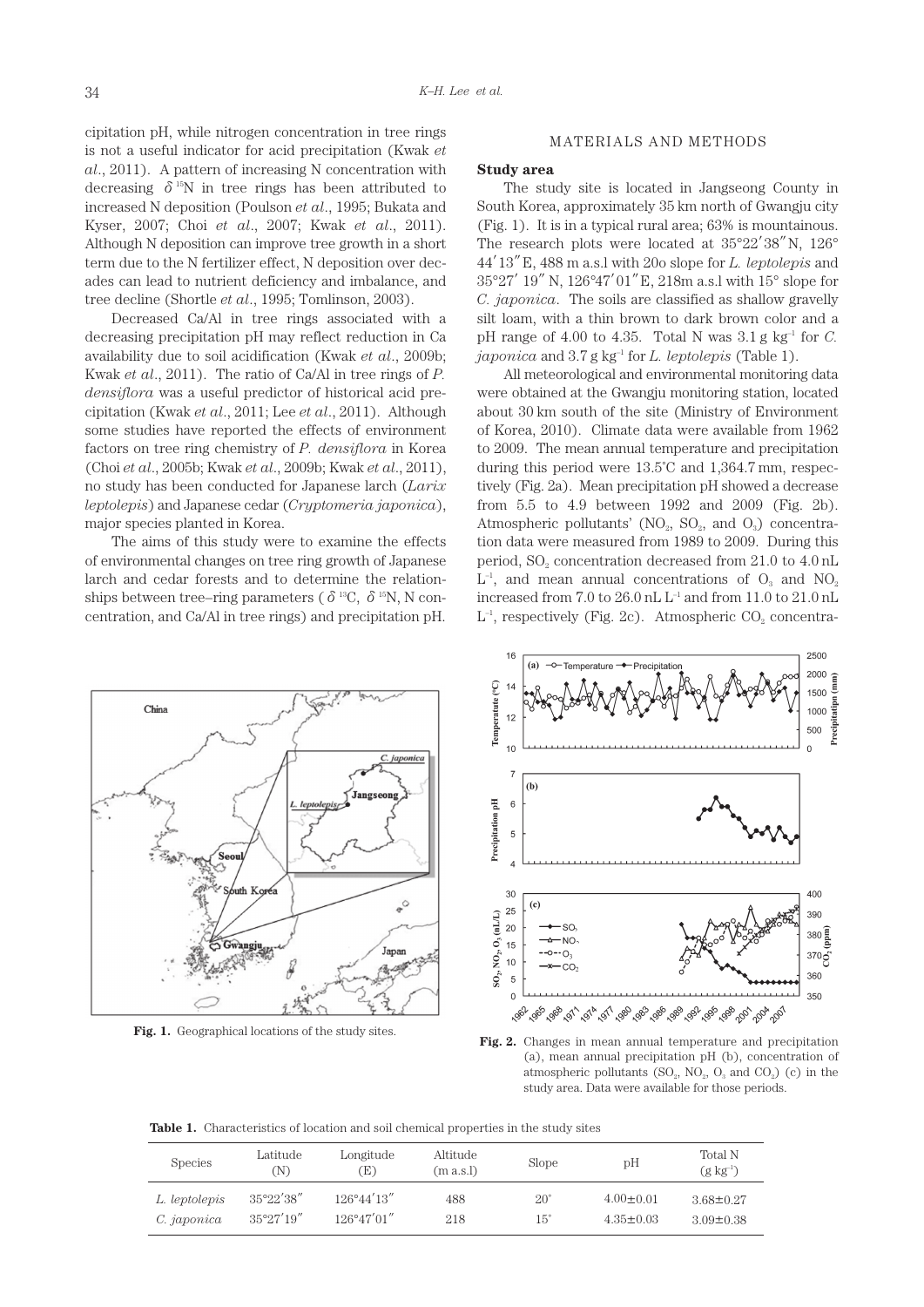cipitation pH, while nitrogen concentration in tree rings is not a useful indicator for acid precipitation (Kwak *et al*., 2011). A pattern of increasing N concentration with decreasing $\delta^{15}$N in tree rings has been attributed to increased N deposition (Poulson *et al*., 1995; Bukata and Kyser, 2007; Choi *et al*., 2007; Kwak *et al*., 2011). Although N deposition can improve tree growth in a short term due to the N fertilizer effect, N deposition over decades can lead to nutrient deficiency and imbalance, and tree decline (Shortle *et al*., 1995; Tomlinson, 2003).

Decreased Ca/Al in tree rings associated with a decreasing precipitation pH may reflect reduction in Ca availability due to soil acidification (Kwak *et al*., 2009b; Kwak *et al*., 2011). The ratio of Ca/Al in tree rings of *P. densiflora* was a useful predictor of historical acid precipitation (Kwak *et al*., 2011; Lee *et al*., 2011). Although some studies have reported the effects of environment factors on tree ring chemistry of *P. densiflora* in Korea (Choi *et al*., 2005b; Kwak *et al*., 2009b; Kwak *et al*., 2011), no study has been conducted for Japanese larch (*Larix leptolepis*) and Japanese cedar (*Cryptomeria japonica*), major species planted in Korea.

The aims of this study were to examine the effects of environmental changes on tree ring growth of Japanese larch and cedar forests and to determine the relationships between tree–ring parameters ($\delta^{13}$C, $\delta^{15}$N, N concentration, and Ca/Al in tree rings) and precipitation pH.

## MATERIALS AND METHODS

### Study area

The study site is located in Jangseong County in South Korea, approximately 35 km north of Gwangju city (Fig. 1). It is in a typical rural area; 63% is mountainous. The research plots were located at 35°22′38″N, 126°44′13″E, 488 m a.s.l with 20o slope for *L. leptolepis* and 35°27′ 19″ N, 126°47′01″E, 218m a.s.l with 15° slope for *C. japonica*. The soils are classified as shallow gravelly silt loam, with a thin brown to dark brown color and a pH range of 4.00 to 4.35. Total N was 3.1 g kg$^{-1}$ for *C. japonica* and 3.7 g kg$^{-1}$ for *L. leptolepis* (Table 1).

All meteorological and environmental monitoring data were obtained at the Gwangju monitoring station, located about 30 km south of the site (Ministry of Environment of Korea, 2010). Climate data were available from 1962 to 2009. The mean annual temperature and precipitation during this period were 13.5°C and 1,364.7 mm, respectively (Fig. 2a). Mean precipitation pH showed a decrease from 5.5 to 4.9 between 1992 and 2009 (Fig. 2b). Atmospheric pollutants' ($NO_2$, $SO_2$, and $O_3$) concentration data were measured from 1989 to 2009. During this period, $SO_2$ concentration decreased from 21.0 to 4.0 nL L$^{-1}$, and mean annual concentrations of $O_3$ and $NO_2$ increased from 7.0 to 26.0 nL L$^{-1}$ and from 11.0 to 21.0 nL L$^{-1}$, respectively (Fig. 2c). Atmospheric $CO_2$ concentra-

**Fig. 1.** Geographical locations of the study sites.

**Fig. 2.** Changes in mean annual temperature and precipitation (a), mean annual precipitation pH (b), concentration of atmospheric pollutants ($SO_2$, $NO_2$, $O_3$ and $CO_2$) (c) in the study area. Data were available for those periods.

**Table 1.** Characteristics of location and soil chemical properties in the study sites

| Species | Latitude (N) | Longitude (E) | Altitude (m a.s.l) | Slope | pH | Total N (g kg$^{-1}$) |
|---|---|---|---|---|---|---|
| *L. leptolepis* | 35°22′38″ | 126°44′13″ | 488 | 20° | 4.00±0.01 | 3.68±0.27 |
| *C. japonica* | 35°27′19″ | 126°47′01″ | 218 | 15° | 4.35±0.03 | 3.09±0.38 |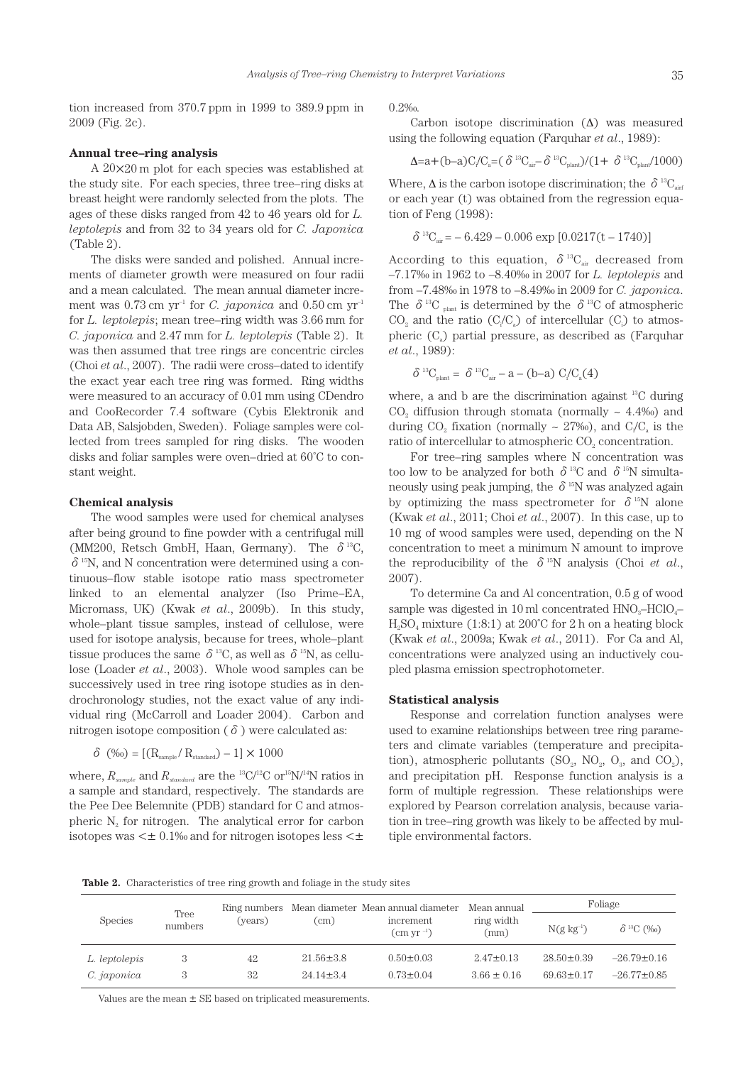tion increased from 370.7 ppm in 1999 to 389.9 ppm in 2009 (Fig. 2c).

**Annual tree–ring analysis**

A 20×20 m plot for each species was established at the study site. For each species, three tree–ring disks at breast height were randomly selected from the plots. The ages of these disks ranged from 42 to 46 years old for *L. leptolepis* and from 32 to 34 years old for *C. Japonica* (Table 2).

The disks were sanded and polished. Annual increments of diameter growth were measured on four radii and a mean calculated. The mean annual diameter increment was 0.73 cm $yr^{-1}$ for *C. japonica* and 0.50 cm $yr^{-1}$ for *L. leptolepis*; mean tree–ring width was 3.66 mm for *C. japonica* and 2.47 mm for *L. leptolepis* (Table 2). It was then assumed that tree rings are concentric circles (Choi *et al*., 2007). The radii were cross–dated to identify the exact year each tree ring was formed. Ring widths were measured to an accuracy of 0.01 mm using CDendro and CooRecorder 7.4 software (Cybis Elektronik and Data AB, Salsjobden, Sweden). Foliage samples were collected from trees sampled for ring disks. The wooden disks and foliar samples were oven–dried at 60°C to constant weight.

**Chemical analysis**

The wood samples were used for chemical analyses after being ground to fine powder with a centrifugal mill (MM200, Retsch GmbH, Haan, Germany). The $\delta^{13}C$, $\delta^{15}N$, and N concentration were determined using a continuous–flow stable isotope ratio mass spectrometer linked to an elemental analyzer (Iso Prime–EA, Micromass, UK) (Kwak *et al*., 2009b). In this study, whole–plant tissue samples, instead of cellulose, were used for isotope analysis, because for trees, whole–plant tissue produces the same $\delta^{13}C$, as well as $\delta^{15}N$, as cellulose (Loader *et al*., 2003). Whole wood samples can be successively used in tree ring isotope studies as in dendrochronology studies, not the exact value of any individual ring (McCarroll and Loader 2004). Carbon and nitrogen isotope composition ($\delta$) were calculated as:

$$\delta\ (‰) = [(R_{sample}/R_{standard}) - 1] \times 1000$$

where, $R_{sample}$ and $R_{standard}$ are the $^{13}C/^{12}C$ or $^{15}N/^{14}N$ ratios in a sample and standard, respectively. The standards are the Pee Dee Belemnite (PDB) standard for C and atmospheric $N_2$ for nitrogen. The analytical error for carbon isotopes was <± 0.1‰ and for nitrogen isotopes less <± 0.2‰.

Carbon isotope discrimination (Δ) was measured using the following equation (Farquhar *et al*., 1989):

$$\Delta = a + (b-a)C_i/C_a = (\delta^{13}C_{air} - \delta^{13}C_{plant})/(1 + \delta^{13}C_{plant}/1000)$$

Where, Δ is the carbon isotope discrimination; the $\delta^{13}C_{airf}$ or each year (t) was obtained from the regression equation of Feng (1998):

$$\delta^{13}C_{air} = -6.429 - 0.006 \exp[0.0217(t - 1740)]$$

According to this equation, $\delta^{13}C_{air}$ decreased from –7.17‰ in 1962 to –8.40‰ in 2007 for *L. leptolepis* and from –7.48‰ in 1978 to –8.49‰ in 2009 for *C. japonica*. The $\delta^{13}C_{plant}$ is determined by the $\delta^{13}C$ of atmospheric $CO_2$ and the ratio ($C_i/C_a$) of intercellular ($C_i$) to atmospheric ($C_a$) partial pressure, as described as (Farquhar *et al*., 1989):

$$\delta^{13}C_{plant} = \delta^{13}C_{air} - a - (b-a)\ C_i/C_a (4)$$

where, a and b are the discrimination against $^{13}C$ during $CO_2$ diffusion through stomata (normally ~ 4.4‰) and during $CO_2$ fixation (normally ~ 27‰), and $C_i/C_a$ is the ratio of intercellular to atmospheric $CO_2$ concentration.

For tree–ring samples where N concentration was too low to be analyzed for both $\delta^{13}C$ and $\delta^{15}N$ simultaneously using peak jumping, the $\delta^{15}N$ was analyzed again by optimizing the mass spectrometer for $\delta^{15}N$ alone (Kwak *et al*., 2011; Choi *et al*., 2007). In this case, up to 10 mg of wood samples were used, depending on the N concentration to meet a minimum N amount to improve the reproducibility of the $\delta^{15}N$ analysis (Choi *et al*., 2007).

To determine Ca and Al concentration, 0.5 g of wood sample was digested in 10 ml concentrated $HNO_3$–$HClO_4$–$H_2SO_4$ mixture (1:8:1) at 200°C for 2 h on a heating block (Kwak *et al*., 2009a; Kwak *et al*., 2011). For Ca and Al, concentrations were analyzed using an inductively coupled plasma emission spectrophotometer.

**Statistical analysis**

Response and correlation function analyses were used to examine relationships between tree ring parameters and climate variables (temperature and precipitation), atmospheric pollutants ($SO_2$, $NO_2$, $O_3$, and $CO_2$), and precipitation pH. Response function analysis is a form of multiple regression. These relationships were explored by Pearson correlation analysis, because variation in tree–ring growth was likely to be affected by multiple environmental factors.

**Table 2.** Characteristics of tree ring growth and foliage in the study sites

| Species | Tree numbers | Ring numbers (years) | Mean diameter (cm) | Mean annual diameter increment ($cm\ yr^{-1}$) | Mean annual ring width (mm) | Foliage | |
|---|---|---|---|---|---|---|---|
| | | | | | | N(g $kg^{-1}$) | $\delta^{13}C$ (‰) |
| *L. leptolepis* | 3 | 42 | 21.56±3.8 | 0.50±0.03 | 2.47±0.13 | 28.50±0.39 | –26.79±0.16 |
| *C. japonica* | 3 | 32 | 24.14±3.4 | 0.73±0.04 | 3.66 ± 0.16 | 69.63±0.17 | –26.77±0.85 |

Values are the mean ± SE based on triplicated measurements.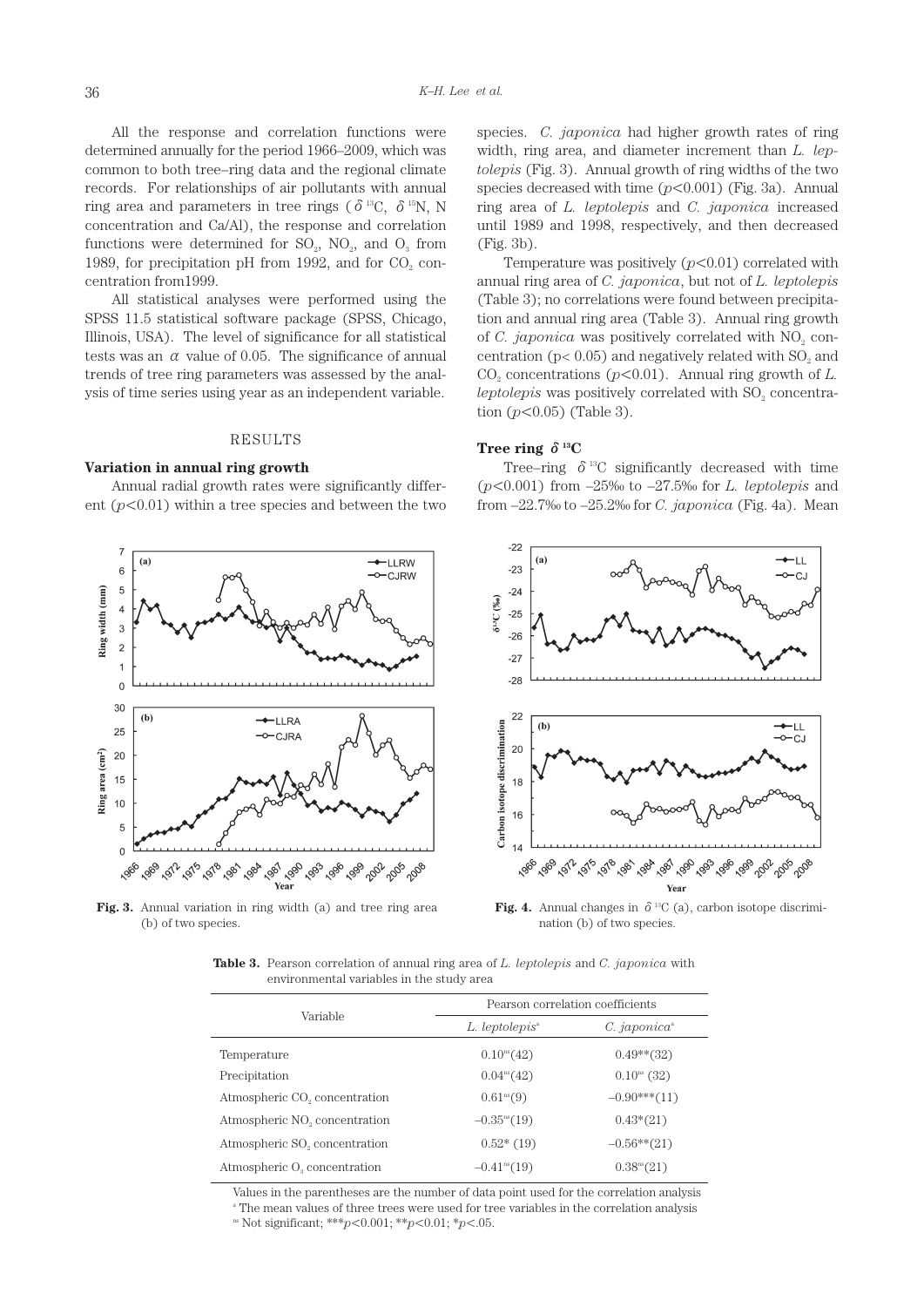All the response and correlation functions were determined annually for the period 1966–2009, which was common to both tree–ring data and the regional climate records. For relationships of air pollutants with annual ring area and parameters in tree rings ($\delta^{13}C$, $\delta^{15}N$, N concentration and Ca/Al), the response and correlation functions were determined for $SO_2$, $NO_2$, and $O_3$ from 1989, for precipitation pH from 1992, and for $CO_2$ concentration from1999.

All statistical analyses were performed using the SPSS 11.5 statistical software package (SPSS, Chicago, Illinois, USA). The level of significance for all statistical tests was an $\alpha$ value of 0.05. The significance of annual trends of tree ring parameters was assessed by the analysis of time series using year as an independent variable.

## RESULTS

### Variation in annual ring growth

Annual radial growth rates were significantly different ($p<0.01$) within a tree species and between the two species. *C. japonica* had higher growth rates of ring width, ring area, and diameter increment than *L. leptolepis* (Fig. 3). Annual growth of ring widths of the two species decreased with time ($p<0.001$) (Fig. 3a). Annual ring area of *L. leptolepis* and *C. japonica* increased until 1989 and 1998, respectively, and then decreased (Fig. 3b).

Temperature was positively ($p<0.01$) correlated with annual ring area of *C. japonica*, but not of *L. leptolepis* (Table 3); no correlations were found between precipitation and annual ring area (Table 3). Annual ring growth of *C. japonica* was positively correlated with $NO_2$ concentration ($p< 0.05$) and negatively related with $SO_2$ and $CO_2$ concentrations ($p<0.01$). Annual ring growth of *L. leptolepis* was positively correlated with $SO_2$ concentration ($p<0.05$) (Table 3).

### Tree ring $\delta^{13}C$

Tree–ring $\delta^{13}C$ significantly decreased with time ($p<0.001$) from –25‰ to –27.5‰ for *L. leptolepis* and from –22.7‰ to –25.2‰ for *C. japonica* (Fig. 4a). Mean

**Fig. 3.** Annual variation in ring width (a) and tree ring area (b) of two species.

**Fig. 4.** Annual changes in $\delta^{13}C$ (a), carbon isotope discrimination (b) of two species.

**Table 3.** Pearson correlation of annual ring area of *L. leptolepis* and *C. japonica* with environmental variables in the study area

| Variable | Pearson correlation coefficients | |
|---|---|---|
| | *L. leptolepis*[a] | *C. japonica*[a] |
| Temperature | 0.10[ns](42) | 0.49**(32) |
| Precipitation | 0.04[ns](42) | 0.10[ns] (32) |
| Atmospheric $CO_2$ concentration | 0.61[ns](9) | –0.90***(11) |
| Atmospheric $NO_2$ concentration | –0.35[ns](19) | 0.43*(21) |
| Atmospheric $SO_2$ concentration | 0.52* (19) | –0.56**(21) |
| Atmospheric $O_3$ concentration | –0.41[ns](19) | 0.38[ns](21) |

Values in the parentheses are the number of data point used for the correlation analysis
[a] The mean values of three trees were used for tree variables in the correlation analysis
[ns] Not significant; ***$p<0.001$; **$p<0.01$; *$p<.05$.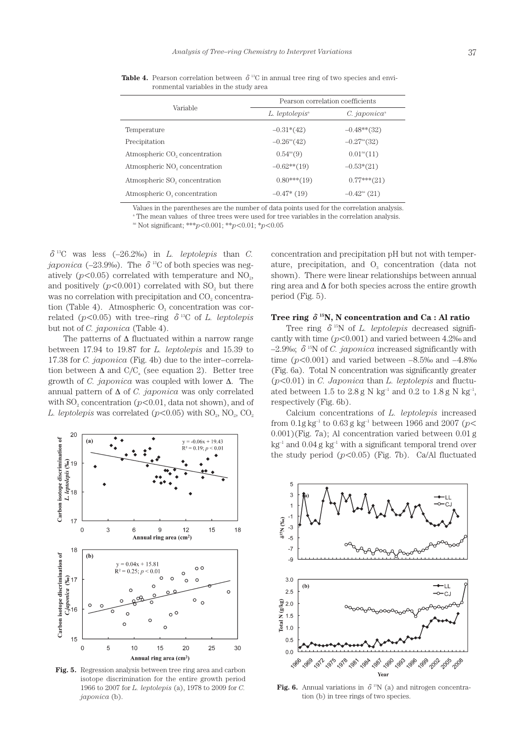**Table 4.** Pearson correlation between $\delta^{13}C$ in annual tree ring of two species and environmental variables in the study area

| Variable | Pearson correlation coefficients | |
|---|---|---|
| | *L. leptolepis*[a] | *C. japonica*[a] |
| Temperature | –0.31*(42) | –0.48**(32) |
| Precipitation | –0.26[ns](42) | –0.27[ns](32) |
| Atmospheric $CO_2$ concentration | 0.54[ns](9) | 0.01[ns](11) |
| Atmospheric $NO_2$ concentration | –0.62**(19) | –0.53*(21) |
| Atmospheric $SO_2$ concentration | 0.80***(19) | 0.77***(21) |
| Atmospheric $O_3$ concentration | –0.47* (19) | –0.42[ns] (21) |

Values in the parentheses are the number of data points used for the correlation analysis.
[a] The mean values of three trees were used for tree variables in the correlation analysis.
[ns] Not significant; ***$p$<0.001; **$p$<0.01; *$p$<0.05

$\delta^{13}C$ was less (–26.2‰) in *L. leptolepis* than *C. japonica* (–23.9‰). The $\delta^{13}C$ of both species was negatively ($p$<0.05) correlated with temperature and $NO_2$, and positively ($p$<0.001) correlated with $SO_2$ but there was no correlation with precipitation and $CO_2$ concentration (Table 4). Atmospheric $O_3$ concentration was correlated ($p$<0.05) with tree–ring $\delta^{13}C$ of *L. leptolepis* but not of *C. japonica* (Table 4).

The patterns of Δ fluctuated within a narrow range between 17.94 to 19.87 for *L. leptolepis* and 15.39 to 17.38 for *C. japonica* (Fig. 4b) due to the inter–correlation between Δ and $C_i/C_a$ (see equation 2). Better tree growth of *C. japonica* was coupled with lower Δ. The annual pattern of Δ of *C. japonica* was only correlated with $SO_2$ concentration ($p$<0.01, data not shown), and of *L. leptolepis* was correlated ($p$<0.05) with $SO_2$, $NO_2$, $CO_2$ concentration and precipitation pH but not with temperature, precipitation, and $O_3$ concentration (data not shown). There were linear relationships between annual ring area and Δ for both species across the entire growth period (Fig. 5).

**Fig. 5.** Regression analysis between tree ring area and carbon isotope discrimination for the entire growth period 1966 to 2007 for *L. leptolepis* (a), 1978 to 2009 for *C. japonica* (b).

### Tree ring $\delta^{15}N$, N concentration and Ca : Al ratio

Tree ring $\delta^{15}N$ of *L. leptolepis* decreased significantly with time ($p$<0.001) and varied between 4.2‰ and –2.9‰; $\delta^{15}N$ of *C. japonica* increased significantly with time ($p$<0.001) and varied between –8.5‰ and –4.8‰ (Fig. 6a). Total N concentration was significantly greater ($p$<0.01) in *C. Japonica* than *L. leptolepis* and fluctuated between 1.5 to 2.8 g N $kg^{-1}$ and 0.2 to 1.8 g N $kg^{-1}$, respectively (Fig. 6b).

Calcium concentrations of *L. leptolepis* increased from 0.1g $kg^{-1}$ to 0.63 g $kg^{-1}$ between 1966 and 2007 ($p$< 0.001)(Fig. 7a); Al concentration varied between 0.01 g $kg^{-1}$ and 0.04 g $kg^{-1}$ with a significant temporal trend over the study period ($p$<0.05) (Fig. 7b). Ca/Al fluctuated

**Fig. 6.** Annual variations in $\delta^{15}N$ (a) and nitrogen concentration (b) in tree rings of two species.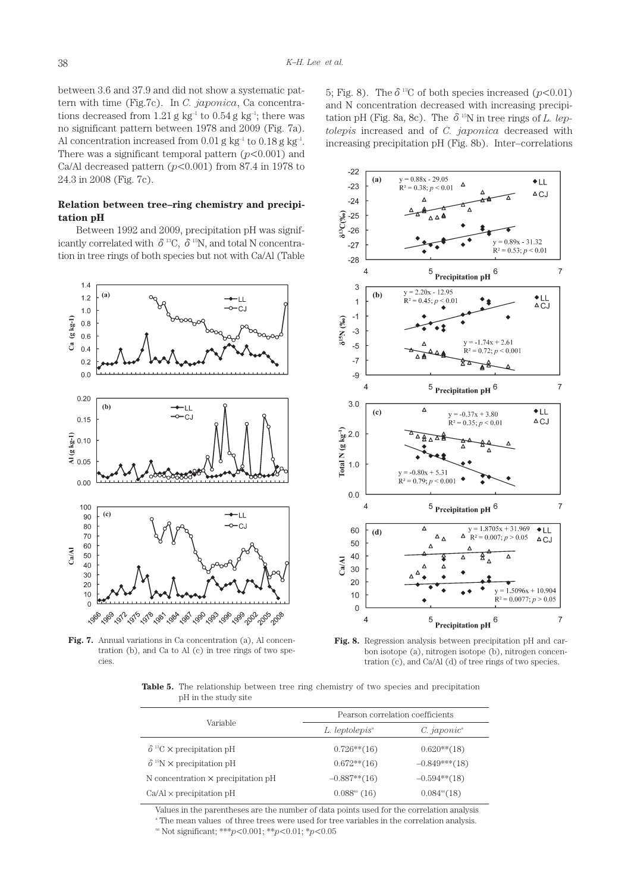between 3.6 and 37.9 and did not show a systematic pattern with time (Fig.7c). In *C. japonica*, Ca concentrations decreased from 1.21 g $kg^{-1}$ to 0.54 g $kg^{-1}$; there was no significant pattern between 1978 and 2009 (Fig. 7a). Al concentration increased from 0.01 g $kg^{-1}$ to 0.18 g $kg^{-1}$. There was a significant temporal pattern ($p<0.001$) and Ca/Al decreased pattern ($p<0.001$) from 87.4 in 1978 to 24.3 in 2008 (Fig. 7c).

### Relation between tree–ring chemistry and precipitation pH

Between 1992 and 2009, precipitation pH was significantly correlated with $\delta^{13}C$, $\delta^{15}N$, and total N concentration in tree rings of both species but not with Ca/Al (Table 5; Fig. 8). The $\delta^{13}C$ of both species increased ($p<0.01$) and N concentration decreased with increasing precipitation pH (Fig. 8a, 8c). The $\delta^{15}N$ in tree rings of *L. leptolepis* increased and of *C. japonica* decreased with increasing precipitation pH (Fig. 8b). Inter–correlations

**Fig. 7.** Annual variations in Ca concentration (a), Al concentration (b), and Ca to Al (c) in tree rings of two species.

**Fig. 8.** Regression analysis between precipitation pH and carbon isotope (a), nitrogen isotope (b), nitrogen concentration (c), and Ca/Al (d) of tree rings of two species.

**Table 5.** The relationship between tree ring chemistry of two species and precipitation pH in the study site

| Variable | Pearson correlation coefficients | |
|---|---|---|
| | *L. leptolepis*[a] | *C. japonic*[a] |
| $\delta^{13}C$ × precipitation pH | 0.726**(16) | 0.620**(18) |
| $\delta^{15}N$ × precipitation pH | 0.672**(16) | –0.849***(18) |
| N concentration × precipitation pH | –0.887**(16) | –0.594**(18) |
| Ca/Al × precipitation pH | 0.088[ns] (16) | 0.084[ns](18) |

Values in the parentheses are the number of data points used for the correlation analysis

[a] The mean values of three trees were used for tree variables in the correlation analysis.

[ns] Not significant; *** $p<0.001$; ** $p<0.01$; * $p<0.05$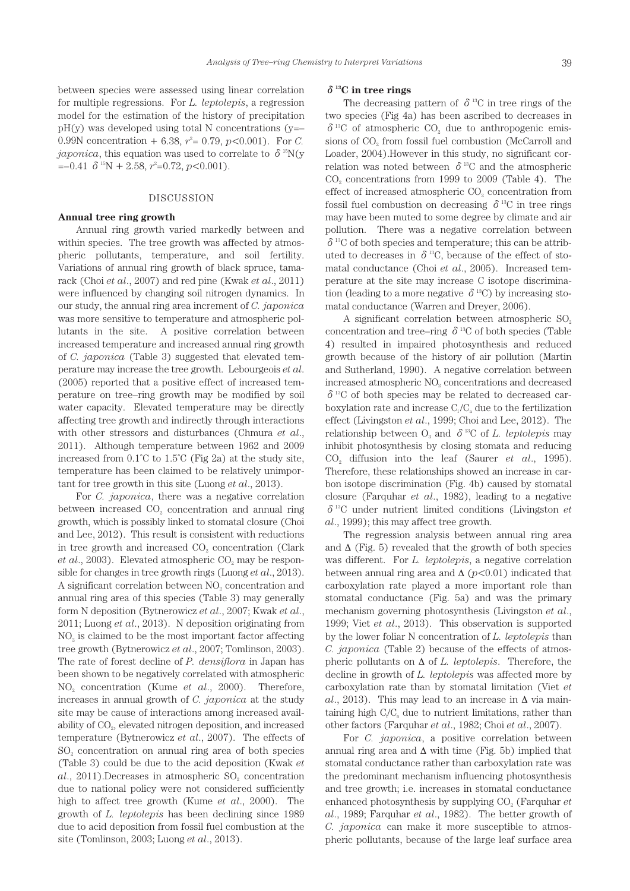between species were assessed using linear correlation for multiple regressions. For *L. leptolepis*, a regression model for the estimation of the history of precipitation pH(y) was developed using total N concentrations (y=−0.99N concentration + 6.38, $r^2$= 0.79, $p$<0.001). For *C. japonica*, this equation was used to correlate to $\delta^{15}$N(y =−0.41 $\delta^{15}$N + 2.58, $r^2$=0.72, $p$<0.001).

## DISCUSSION

### Annual tree ring growth

Annual ring growth varied markedly between and within species. The tree growth was affected by atmospheric pollutants, temperature, and soil fertility. Variations of annual ring growth of black spruce, tamarack (Choi *et al*., 2007) and red pine (Kwak *et al*., 2011) were influenced by changing soil nitrogen dynamics. In our study, the annual ring area increment of *C. japonica* was more sensitive to temperature and atmospheric pollutants in the site. A positive correlation between increased temperature and increased annual ring growth of *C. japonica* (Table 3) suggested that elevated temperature may increase the tree growth. Lebourgeois *et al.* (2005) reported that a positive effect of increased temperature on tree–ring growth may be modified by soil water capacity. Elevated temperature may be directly affecting tree growth and indirectly through interactions with other stressors and disturbances (Chmura *et al*., 2011). Although temperature between 1962 and 2009 increased from 0.1˚C to 1.5˚C (Fig 2a) at the study site, temperature has been claimed to be relatively unimportant for tree growth in this site (Luong *et al*., 2013).

For *C. japonica*, there was a negative correlation between increased $CO_2$ concentration and annual ring growth, which is possibly linked to stomatal closure (Choi and Lee, 2012). This result is consistent with reductions in tree growth and increased $CO_2$ concentration (Clark *et al*., 2003). Elevated atmospheric $CO_2$ may be responsible for changes in tree growth rings (Luong *et al*., 2013). A significant correlation between $NO_2$ concentration and annual ring area of this species (Table 3) may generally form N deposition (Bytnerowicz *et al*., 2007; Kwak *et al*., 2011; Luong *et al*., 2013). N deposition originating from $NO_2$ is claimed to be the most important factor affecting tree growth (Bytnerowicz *et al*., 2007; Tomlinson, 2003). The rate of forest decline of *P. densiflora* in Japan has been shown to be negatively correlated with atmospheric $NO_2$ concentration (Kume *et al*., 2000). Therefore, increases in annual growth of *C. japonica* at the study site may be cause of interactions among increased availability of $CO_2$, elevated nitrogen deposition, and increased temperature (Bytnerowicz *et al*., 2007). The effects of $SO_2$ concentration on annual ring area of both species (Table 3) could be due to the acid deposition (Kwak *et al*., 2011).Decreases in atmospheric $SO_2$ concentration due to national policy were not considered sufficiently high to affect tree growth (Kume *et al*., 2000). The growth of *L. leptolepis* has been declining since 1989 due to acid deposition from fossil fuel combustion at the site (Tomlinson, 2003; Luong *et al*., 2013).

### $\delta^{13}$C in tree rings

The decreasing pattern of $\delta^{13}$C in tree rings of the two species (Fig 4a) has been ascribed to decreases in $\delta^{13}$C of atmospheric $CO_2$ due to anthropogenic emissions of $CO_2$ from fossil fuel combustion (McCarroll and Loader, 2004).However in this study, no significant correlation was noted between $\delta^{13}$C and the atmospheric $CO_2$ concentrations from 1999 to 2009 (Table 4). The effect of increased atmospheric $CO_2$ concentration from fossil fuel combustion on decreasing $\delta^{13}$C in tree rings may have been muted to some degree by climate and air pollution. There was a negative correlation between $\delta^{13}$C of both species and temperature; this can be attributed to decreases in $\delta^{13}$C, because of the effect of stomatal conductance (Choi *et al*., 2005). Increased temperature at the site may increase C isotope discrimination (leading to a more negative $\delta^{13}$C) by increasing stomatal conductance (Warren and Dreyer, 2006).

A significant correlation between atmospheric $SO_2$ concentration and tree–ring $\delta^{13}$C of both species (Table 4) resulted in impaired photosynthesis and reduced growth because of the history of air pollution (Martin and Sutherland, 1990). A negative correlation between increased atmospheric $NO_2$ concentrations and decreased $\delta^{13}$C of both species may be related to decreased carboxylation rate and increase $C_i/C_a$ due to the fertilization effect (Livingston *et al*., 1999; Choi and Lee, 2012). The relationship between $O_3$ and $\delta^{13}$C of *L. leptolepis* may inhibit photosynthesis by closing stomata and reducing $CO_2$ diffusion into the leaf (Saurer *et al*., 1995). Therefore, these relationships showed an increase in carbon isotope discrimination (Fig. 4b) caused by stomatal closure (Farquhar *et al*., 1982), leading to a negative $\delta^{13}$C under nutrient limited conditions (Livingston *et al*., 1999); this may affect tree growth.

The regression analysis between annual ring area and Δ (Fig. 5) revealed that the growth of both species was different. For *L. leptolepis*, a negative correlation between annual ring area and Δ ($p$<0.01) indicated that carboxylation rate played a more important role than stomatal conductance (Fig. 5a) and was the primary mechanism governing photosynthesis (Livingston *et al*., 1999; Viet *et al*., 2013). This observation is supported by the lower foliar N concentration of *L. leptolepis* than *C. japonica* (Table 2) because of the effects of atmospheric pollutants on Δ of *L. leptolepis*. Therefore, the decline in growth of *L. leptolepis* was affected more by carboxylation rate than by stomatal limitation (Viet *et al*., 2013). This may lead to an increase in Δ via maintaining high $C_i/C_a$ due to nutrient limitations, rather than other factors (Farquhar *et al*., 1982; Choi *et al*., 2007).

For *C. japonica*, a positive correlation between annual ring area and Δ with time (Fig. 5b) implied that stomatal conductance rather than carboxylation rate was the predominant mechanism influencing photosynthesis and tree growth; i.e. increases in stomatal conductance enhanced photosynthesis by supplying $CO_2$ (Farquhar *et al*., 1989; Farquhar *et al*., 1982). The better growth of *C. japonica* can make it more susceptible to atmospheric pollutants, because of the large leaf surface area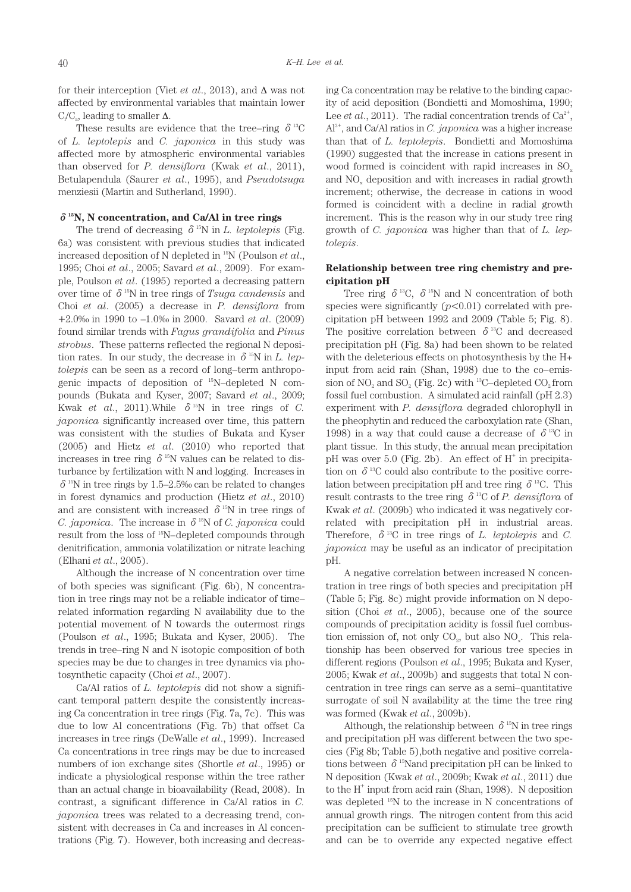for their interception (Viet *et al.*, 2013), and Δ was not affected by environmental variables that maintain lower $C_i/C_a$, leading to smaller Δ.

These results are evidence that the tree–ring $\delta^{13}C$ of *L. leptolepis* and *C. japonica* in this study was affected more by atmospheric environmental variables than observed for *P. densiflora* (Kwak *et al.*, 2011), Betulapendula (Saurer *et al.*, 1995), and *Pseudotsuga* menziesii (Martin and Sutherland, 1990).

### $\delta^{15}N$, N concentration, and Ca/Al in tree rings

The trend of decreasing $\delta^{15}N$ in *L. leptolepis* (Fig. 6a) was consistent with previous studies that indicated increased deposition of N depleted in $^{15}N$ (Poulson *et al.*, 1995; Choi *et al.*, 2005; Savard *et al.*, 2009). For example, Poulson *et al.* (1995) reported a decreasing pattern over time of $\delta^{15}N$ in tree rings of *Tsuga candensis* and Choi *et al.* (2005) a decrease in *P. densiflora* from +2.0‰ in 1990 to –1.0‰ in 2000. Savard *et al.* (2009) found similar trends with *Fagus grandifolia* and *Pinus strobus*. These patterns reflected the regional N deposition rates. In our study, the decrease in $\delta^{15}N$ in *L. leptolepis* can be seen as a record of long–term anthropogenic impacts of deposition of $^{15}N$–depleted N compounds (Bukata and Kyser, 2007; Savard *et al.*, 2009; Kwak *et al.*, 2011).While $\delta^{15}N$ in tree rings of *C. japonica* significantly increased over time, this pattern was consistent with the studies of Bukata and Kyser (2005) and Hietz *et al.* (2010) who reported that increases in tree ring $\delta^{15}N$ values can be related to disturbance by fertilization with N and logging. Increases in $\delta^{15}N$ in tree rings by 1.5–2.5‰ can be related to changes in forest dynamics and production (Hietz *et al.*, 2010) and are consistent with increased $\delta^{15}N$ in tree rings of *C. japonica*. The increase in $\delta^{15}N$ of *C. japonica* could result from the loss of $^{15}N$–depleted compounds through denitrification, ammonia volatilization or nitrate leaching (Elhani *et al.*, 2005).

Although the increase of N concentration over time of both species was significant (Fig. 6b), N concentration in tree rings may not be a reliable indicator of time–related information regarding N availability due to the potential movement of N towards the outermost rings (Poulson *et al.*, 1995; Bukata and Kyser, 2005). The trends in tree–ring N and N isotopic composition of both species may be due to changes in tree dynamics via photosynthetic capacity (Choi *et al.*, 2007).

Ca/Al ratios of *L. leptolepis* did not show a significant temporal pattern despite the consistently increasing Ca concentration in tree rings (Fig. 7a, 7c). This was due to low Al concentrations (Fig. 7b) that offset Ca increases in tree rings (DeWalle *et al.*, 1999). Increased Ca concentrations in tree rings may be due to increased numbers of ion exchange sites (Shortle *et al.*, 1995) or indicate a physiological response within the tree rather than an actual change in bioavailability (Read, 2008). In contrast, a significant difference in Ca/Al ratios in *C. japonica* trees was related to a decreasing trend, consistent with decreases in Ca and increases in Al concentrations (Fig. 7). However, both increasing and decreasing Ca concentration may be relative to the binding capacity of acid deposition (Bondietti and Momoshima, 1990; Lee *et al.*, 2011). The radial concentration trends of $Ca^{2+}$, $Al^{3+}$, and Ca/Al ratios in *C. japonica* was a higher increase than that of *L. leptolepis*. Bondietti and Momoshima (1990) suggested that the increase in cations present in wood formed is coincident with rapid increases in $SO_x$ and $NO_x$ deposition and with increases in radial growth increment; otherwise, the decrease in cations in wood formed is coincident with a decline in radial growth increment. This is the reason why in our study tree ring growth of *C. japonica* was higher than that of *L. leptolepis*.

### Relationship between tree ring chemistry and precipitation pH

Tree ring $\delta^{13}C$, $\delta^{15}N$ and N concentration of both species were significantly ($p$<0.01) correlated with precipitation pH between 1992 and 2009 (Table 5; Fig. 8). The positive correlation between $\delta^{13}C$ and decreased precipitation pH (Fig. 8a) had been shown to be related with the deleterious effects on photosynthesis by the H+ input from acid rain (Shan, 1998) due to the co–emission of $NO_2$ and $SO_2$ (Fig. 2c) with $^{13}C$–depleted $CO_2$ from fossil fuel combustion. A simulated acid rainfall (pH 2.3) experiment with *P. densiflora* degraded chlorophyll in the pheophytin and reduced the carboxylation rate (Shan, 1998) in a way that could cause a decrease of $\delta^{13}C$ in plant tissue. In this study, the annual mean precipitation pH was over 5.0 (Fig. 2b). An effect of $H^+$ in precipitation on $\delta^{13}C$ could also contribute to the positive correlation between precipitation pH and tree ring $\delta^{13}C$. This result contrasts to the tree ring $\delta^{13}C$ of *P. densiflora* of Kwak *et al.* (2009b) who indicated it was negatively correlated with precipitation pH in industrial areas. Therefore, $\delta^{13}C$ in tree rings of *L. leptolepis* and *C. japonica* may be useful as an indicator of precipitation pH.

A negative correlation between increased N concentration in tree rings of both species and precipitation pH (Table 5; Fig. 8c) might provide information on N deposition (Choi *et al.*, 2005), because one of the source compounds of precipitation acidity is fossil fuel combustion emission of, not only $CO_2$, but also $NO_x$. This relationship has been observed for various tree species in different regions (Poulson *et al.*, 1995; Bukata and Kyser, 2005; Kwak *et al.*, 2009b) and suggests that total N concentration in tree rings can serve as a semi–quantitative surrogate of soil N availability at the time the tree ring was formed (Kwak *et al.*, 2009b).

Although, the relationship between $\delta^{15}N$ in tree rings and precipitation pH was different between the two species (Fig 8b; Table 5),both negative and positive correlations between $\delta^{15}N$and precipitation pH can be linked to N deposition (Kwak *et al.*, 2009b; Kwak *et al.*, 2011) due to the $H^+$ input from acid rain (Shan, 1998). N deposition was depleted $^{15}N$ to the increase in N concentrations of annual growth rings. The nitrogen content from this acid precipitation can be sufficient to stimulate tree growth and can be to override any expected negative effect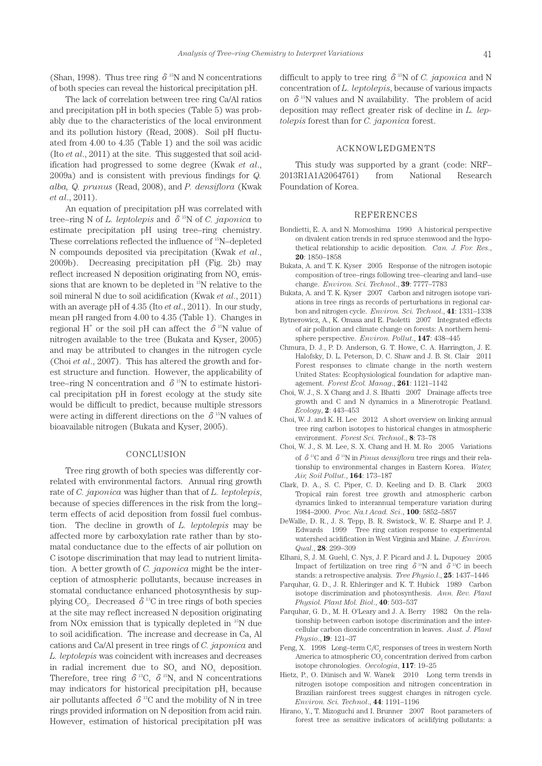(Shan, 1998). Thus tree ring $\delta^{15}$N and N concentrations of both species can reveal the historical precipitation pH.

The lack of correlation between tree ring Ca/Al ratios and precipitation pH in both species (Table 5) was probably due to the characteristics of the local environment and its pollution history (Read, 2008). Soil pH fluctuated from 4.00 to 4.35 (Table 1) and the soil was acidic (Ito *et al*., 2011) at the site. This suggested that soil acidification had progressed to some degree (Kwak *et al*., 2009a) and is consistent with previous findings for *Q. alba, Q. prunus* (Read, 2008), and *P. densiflora* (Kwak *et al*., 2011).

An equation of precipitation pH was correlated with tree–ring N of *L. leptolepis* and $\delta^{15}$N of *C. japonica* to estimate precipitation pH using tree–ring chemistry. These correlations reflected the influence of $^{15}$N–depleted N compounds deposited via precipitation (Kwak *et al*., 2009b). Decreasing precipitation pH (Fig. 2b) may reflect increased N deposition originating from $NO_x$ emissions that are known to be depleted in $^{15}$N relative to the soil mineral N due to soil acidification (Kwak *et al*., 2011) with an average pH of 4.35 (Ito *et al*., 2011). In our study, mean pH ranged from 4.00 to 4.35 (Table 1). Changes in regional $H^+$ or the soil pH can affect the $\delta^{15}$N value of nitrogen available to the tree (Bukata and Kyser, 2005) and may be attributed to changes in the nitrogen cycle (Choi *et al*., 2007). This has altered the growth and forest structure and function. However, the applicability of tree–ring N concentration and $\delta^{15}$N to estimate historical precipitation pH in forest ecology at the study site would be difficult to predict, because multiple stressors were acting in different directions on the $\delta^{15}$N values of bioavailable nitrogen (Bukata and Kyser, 2005).

## CONCLUSION

Tree ring growth of both species was differently correlated with environmental factors. Annual ring growth rate of *C. japonica* was higher than that of *L. leptolepis*, because of species differences in the risk from the long–term effects of acid deposition from fossil fuel combustion. The decline in growth of *L. leptolepis* may be affected more by carboxylation rate rather than by stomatal conductance due to the effects of air pollution on C isotope discrimination that may lead to nutrient limitation. A better growth of *C. japonica* might be the interception of atmospheric pollutants, because increases in stomatal conductance enhanced photosynthesis by supplying $CO_2$. Decreased $\delta^{13}$C in tree rings of both species at the site may reflect increased N deposition originating from NOx emission that is typically depleted in $^{15}$N due to soil acidification. The increase and decrease in Ca, Al cations and Ca/Al present in tree rings of *C. japonica* and *L. leptolepis* was coincident with increases and decreases in radial increment due to $SO_x$ and $NO_x$ deposition. Therefore, tree ring $\delta^{13}$C, $\delta^{15}$N, and N concentrations may indicators for historical precipitation pH, because air pollutants affected $\delta^{13}$C and the mobility of N in tree rings provided information on N deposition from acid rain. However, estimation of historical precipitation pH was difficult to apply to tree ring $\delta^{15}$N of *C. japonica* and N concentration of *L. leptolepis*, because of various impacts on $\delta^{15}$N values and N availability. The problem of acid deposition may reflect greater risk of decline in *L. leptolepis* forest than for *C. japonica* forest.

## ACKNOWLEDGMENTS

This study was supported by a grant (code: NRF–2013R1A1A2064761) from National Research Foundation of Korea.

## REFERENCES

Bondietti, E. A. and N. Momoshima 1990 A historical perspective on divalent cation trends in red spruce stemwood and the hypothetical relationship to acidic deposition. *Can. J. For. Res*., **20**: 1850–1858

Bukata, A. and T. K. Kyser 2005 Response of the nitrogen isotopic composition of tree–rings following tree–clearing and land–use change. *Environ. Sci. Technol*., **39**: 7777–7783

Bukata, A. and T. K. Kyser 2007 Carbon and nitrogen isotope variations in tree rings as records of perturbations in regional carbon and nitrogen cycle. *Environ. Sci. Technol*., **41**: 1331–1338

Bytnerowicz, A., K. Omasa and E. Paoletti 2007 Integrated effects of air pollution and climate change on forests: A northern hemisphere perspective. *Environ. Pollut*., **147**: 438–445

Chmura, D. J., P. D. Anderson, G. T. Howe, C. A. Harrington, J. E. Halofsky, D. L. Peterson, D. C. Shaw and J. B. St. Clair 2011 Forest responses to climate change in the north western United States: Ecophysiological foundation for adaptive management. *Forest Ecol. Manag*., **261**: 1121–1142

Choi, W. J., S. X Chang and J. S. Bhatti 2007 Drainage affects tree growth and C and N dynamics in a Minerotropic Peatland. *Ecology*, **2**: 443–453

Choi, W. J. and K. H. Lee 2012 A short overview on linking annual tree ring carbon isotopes to historical changes in atmospheric environment. *Forest Sci. Technol*., **8**: 73–78

Choi, W. J., S. M. Lee, S. X. Chang and H. M. Ro 2005 Variations of $\delta^{13}$C and $\delta^{15}$N in *Pinus densiflora* tree rings and their relationship to environmental changes in Eastern Korea. *Water, Air, Soil Pollut*., **164**: 173–187

Clark, D. A., S. C. Piper, C. D. Keeling and D. B. Clark 2003 Tropical rain forest tree growth and atmospheric carbon dynamics linked to interannual temperature variation during 1984–2000. *Proc. Na.t Acad. Sci*., **100**: 5852–5857

DeWalle, D. R., J. S. Tepp, B. R. Swistock, W. E. Sharpe and P. J. Edwards 1999 Tree ring cation response to experimental watershed acidification in West Virginia and Maine. *J. Environ. Qual*., **28**: 299–309

Elhani, S, J. M. Guehl, C. Nys, J. F. Picard and J. L. Dupouey 2005 Impact of fertilization on tree ring $\delta^{15}$N and $\delta^{13}$C in beech stands: a retrospective analysis. *Tree Physio.l*., **25**: 1437–1446

Farquhar, G. D., J. R. Ehleringer and K. T. Hubick 1989 Carbon isotope discrimination and photosynthesis. *Ann. Rev. Plant Physiol. Plant Mol. Biol*., **40**: 503–537

Farquhar, G. D., M. H. O'Leary and J. A. Berry 1982 On the relationship between carbon isotope discrimination and the intercellular carbon dioxide concentration in leaves. *Aust. J. Plant Physio*., **l9**: 121–37

Feng, X. 1998 Long–term $C_i/C_a$ responses of trees in western North America to atmospheric $CO_2$ concentration derived from carbon isotope chronologies. *Oecologia*, **117**: 19–25

Hietz, P., O. Dünisch and W. Wanek 2010 Long term trends in nitrogen isotope composition and nitrogen concentration in Brazilian rainforest trees suggest changes in nitrogen cycle. *Environ. Sci. Technol*., **44**: 1191–1196

Hirano, Y., T. Mizoguchi and I. Brunner 2007 Root parameters of forest tree as sensitive indicators of acidifying pollutants: a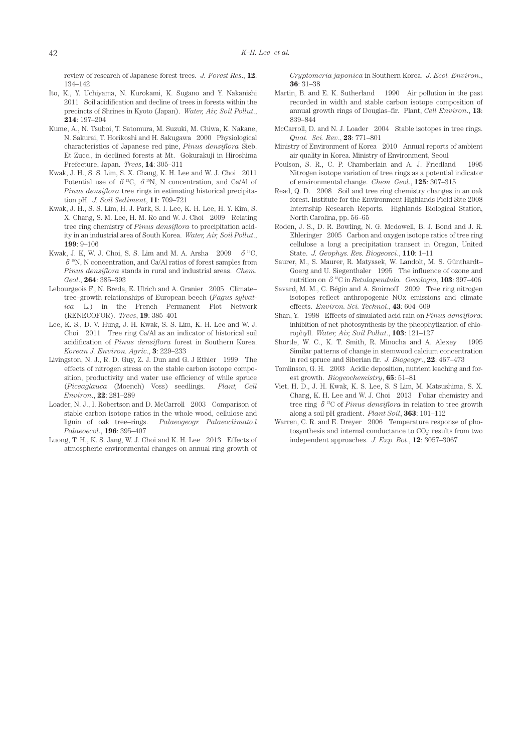review of research of Japanese forest trees. *J. Forest Res*., **12**: 134–142

Ito, K., Y. Uchiyama, N. Kurokami, K. Sugano and Y. Nakanishi 2011 Soil acidification and decline of trees in forests within the precincts of Shrines in Kyoto (Japan). *Water, Air, Soil Pollut*., **214**: 197–204

Kume, A., N. Tsuboi, T. Satomura, M. Suzuki, M. Chiwa, K. Nakane, N. Sakurai, T. Horikoshi and H. Sakugawa 2000 Physiological characteristics of Japanese red pine, *Pinus densiflora* Sieb. Et Zucc., in declined forests at Mt. Gokurakuji in Hiroshima Prefecture, Japan. *Trees*, **14**: 305–311

Kwak, J. H., S. S. Lim, S. X. Chang, K. H. Lee and W. J. Choi 2011 Potential use of $\delta^{13}$C, $\delta^{15}$N, N concentration, and Ca/Al of *Pinus densiflora* tree rings in estimating historical precipitation pH. *J. Soil Sediment*, **11**: 709–721

Kwak, J. H., S. S. Lim, H. J. Park, S. I. Lee, K. H. Lee, H. Y. Kim, S. X. Chang, S. M. Lee, H. M. Ro and W. J. Choi 2009 Relating tree ring chemistry of *Pinus densiflora* to precipitation acidity in an industrial area of South Korea. *Water, Air, Soil Pollut*., **199**: 9–106

Kwak, J. K, W. J. Choi, S. S. Lim and M. A. Arsha 2009 $\delta^{13}$C, $\delta^{15}$N, N concentration, and Ca/Al ratios of forest samples from *Pinus densiflora* stands in rural and industrial areas. *Chem. Geol*., **264**: 385–393

Lebourgeois F., N. Breda, E. Ulrich and A. Granier 2005 Climate–tree–growth relationships of European beech (*Fagus sylvatica* L.) in the French Permanent Plot Network (RENECOFOR). *Trees*, **19**: 385–401

Lee, K. S., D. V. Hung, J. H. Kwak, S. S. Lim, K. H. Lee and W. J. Choi 2011 Tree ring Ca/Al as an indicator of historical soil acidification of *Pinus densiflora* forest in Southern Korea. *Korean J. Environ. Agric*., **3**: 229–233

Livingston, N. J., R. D. Guy, Z. J. Dun and G. J Ethier 1999 The effects of nitrogen stress on the stable carbon isotope composition, productivity and water use efficiency of while spruce (*Piceaglauca* (Moench) Voss) seedlings. *Plant, Cell Environ*., **22**: 281–289

Loader, N. J., I. Robertson and D. McCarroll 2003 Comparison of stable carbon isotope ratios in the whole wood, cellulose and lignin of oak tree–rings. *Palaeogeogr. Palaeoclimato.l Palaeoecol*., **196**: 395–407

Luong, T. H., K. S. Jang, W. J. Choi and K. H. Lee 2013 Effects of atmospheric environmental changes on annual ring growth of *Cryptomeria japonica* in Southern Korea. *J. Ecol. Environ*., **36**: 31–38

Martin, B. and E. K. Sutherland 1990 Air pollution in the past recorded in width and stable carbon isotope composition of annual growth rings of Douglas–fir. Plant, *Cell Environ*., **13**: 839–844

McCarroll, D. and N. J. Loader 2004 Stable isotopes in tree rings. *Quat. Sci. Rev*., **23**: 771–801

Ministry of Environment of Korea 2010 Annual reports of ambient air quality in Korea. Ministry of Environment, Seoul

Poulson, S. R., C. P. Chamberlain and A. J. Friedland 1995 Nitrogen isotope variation of tree rings as a potential indicator of environmental change. *Chem. Geol*., **125**: 307–315

Read, Q. D. 2008 Soil and tree ring chemistry changes in an oak forest. Institute for the Environment Highlands Field Site 2008 Internship Research Reports. Highlands Biological Station, North Carolina, pp. 56–65

Roden, J. S., D. R. Bowling, N. G. Mcdowell, B. J. Bond and J. R. Ehleringer 2005 Carbon and oxygen isotope ratios of tree ring cellulose a long a precipitation transect in Oregon, United State. *J. Geophys. Res. Biogeosci*., **110**: 1–11

Saurer, M., S. Maurer, R. Matyssek, W. Landolt, M. S. Günthardt–Goerg and U. Siegenthaler 1995 The influence of ozone and nutrition on $\delta^{13}$C in *Betulapendula*. *Oecologia*, **103**: 397–406

Savard, M. M., C. Bégin and A. Smirnoff 2009 Tree ring nitrogen isotopes reflect anthropogenic NOx emissions and climate effects. *Environ. Sci. Technol*., **43**: 604–609

Shan, Y. 1998 Effects of simulated acid rain on *Pinus densiflora*: inhibition of net photosynthesis by the pheophytization of chlorophyll. *Water, Air, Soil Pollut*., **103**: 121–127

Shortle, W. C., K. T. Smith, R. Minocha and A. Alexey 1995 Similar patterns of change in stemwood calcium concentration in red spruce and Siberian fir. *J. Biogeogr*., **22**: 467–473

Tomlinson, G. H. 2003 Acidic deposition, nutrient leaching and forest growth. *Biogeochemistry*, **65**: 51–81

Viet, H. D., J. H. Kwak, K. S. Lee, S. S Lim, M. Matsushima, S. X. Chang, K. H. Lee and W. J. Choi 2013 Foliar chemistry and tree ring $\delta^{13}$C of *Pinus densiflora* in relation to tree growth along a soil pH gradient. *Plant Soil*, **363**: 101–112

Warren, C. R. and E. Dreyer 2006 Temperature response of photosynthesis and internal conductance to $CO_2$: results from two independent approaches. *J. Exp. Bot*., **12**: 3057–3067